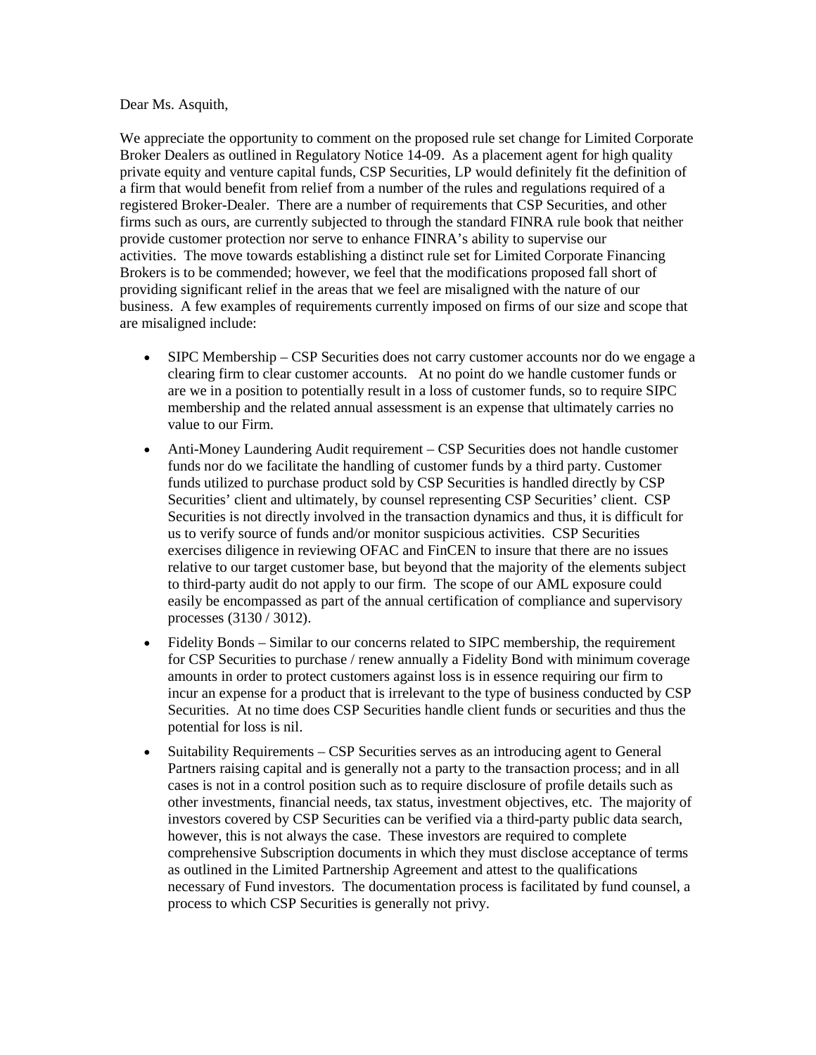Dear Ms. Asquith,

We appreciate the opportunity to comment on the proposed rule set change for Limited Corporate Broker Dealers as outlined in Regulatory Notice 14-09. As a placement agent for high quality private equity and venture capital funds, CSP Securities, LP would definitely fit the definition of a firm that would benefit from relief from a number of the rules and regulations required of a registered Broker-Dealer. There are a number of requirements that CSP Securities, and other firms such as ours, are currently subjected to through the standard FINRA rule book that neither provide customer protection nor serve to enhance FINRA's ability to supervise our activities. The move towards establishing a distinct rule set for Limited Corporate Financing Brokers is to be commended; however, we feel that the modifications proposed fall short of providing significant relief in the areas that we feel are misaligned with the nature of our business. A few examples of requirements currently imposed on firms of our size and scope that are misaligned include:

- SIPC Membership – CSP Securities does not carry customer accounts nor do we engage a clearing firm to clear customer accounts. At no point do we handle customer funds or are we in a position to potentially result in a loss of customer funds, so to require SIPC membership and the related annual assessment is an expense that ultimately carries no value to our Firm.
- Anti-Money Laundering Audit requirement – CSP Securities does not handle customer funds nor do we facilitate the handling of customer funds by a third party. Customer funds utilized to purchase product sold by CSP Securities is handled directly by CSP Securities' client and ultimately, by counsel representing CSP Securities' client. CSP Securities is not directly involved in the transaction dynamics and thus, it is difficult for us to verify source of funds and/or monitor suspicious activities. CSP Securities exercises diligence in reviewing OFAC and FinCEN to insure that there are no issues relative to our target customer base, but beyond that the majority of the elements subject to third-party audit do not apply to our firm. The scope of our AML exposure could easily be encompassed as part of the annual certification of compliance and supervisory processes (3130 / 3012).
- Fidelity Bonds – Similar to our concerns related to SIPC membership, the requirement for CSP Securities to purchase / renew annually a Fidelity Bond with minimum coverage amounts in order to protect customers against loss is in essence requiring our firm to incur an expense for a product that is irrelevant to the type of business conducted by CSP Securities. At no time does CSP Securities handle client funds or securities and thus the potential for loss is nil.
- Suitability Requirements – CSP Securities serves as an introducing agent to General Partners raising capital and is generally not a party to the transaction process; and in all cases is not in a control position such as to require disclosure of profile details such as other investments, financial needs, tax status, investment objectives, etc. The majority of investors covered by CSP Securities can be verified via a third-party public data search, however, this is not always the case. These investors are required to complete comprehensive Subscription documents in which they must disclose acceptance of terms as outlined in the Limited Partnership Agreement and attest to the qualifications necessary of Fund investors. The documentation process is facilitated by fund counsel, a process to which CSP Securities is generally not privy.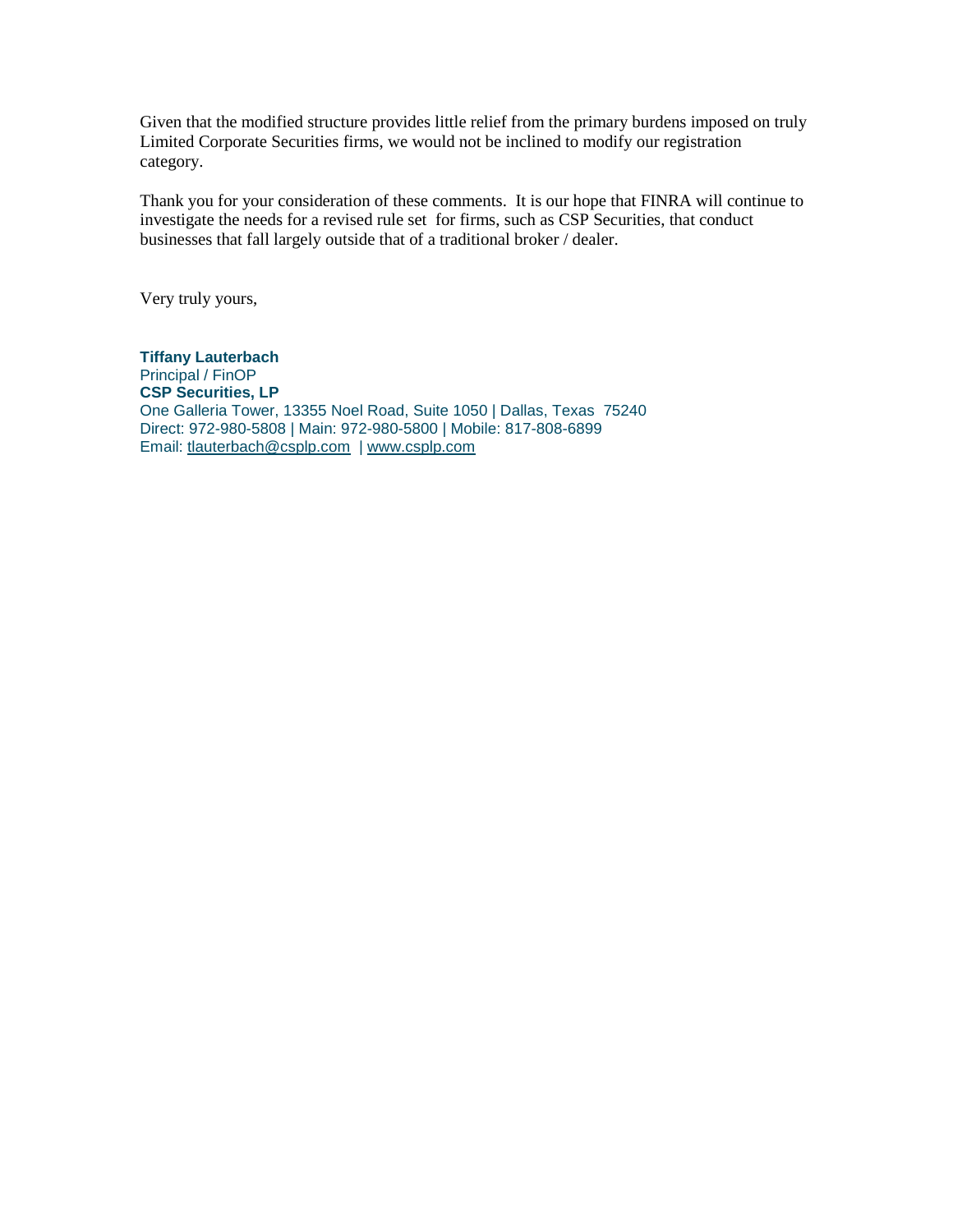Given that the modified structure provides little relief from the primary burdens imposed on truly Limited Corporate Securities firms, we would not be inclined to modify our registration category.

Thank you for your consideration of these comments. It is our hope that FINRA will continue to investigate the needs for a revised rule set for firms, such as CSP Securities, that conduct businesses that fall largely outside that of a traditional broker / dealer.

Very truly yours,

**Tiffany Lauterbach**
Principal / FinOP
**CSP Securities, LP**
One Galleria Tower, 13355 Noel Road, Suite 1050 | Dallas, Texas 75240
Direct: 972-980-5808 | Main: 972-980-5800 | Mobile: 817-808-6899
Email: tlauterbach@csplp.com | www.csplp.com